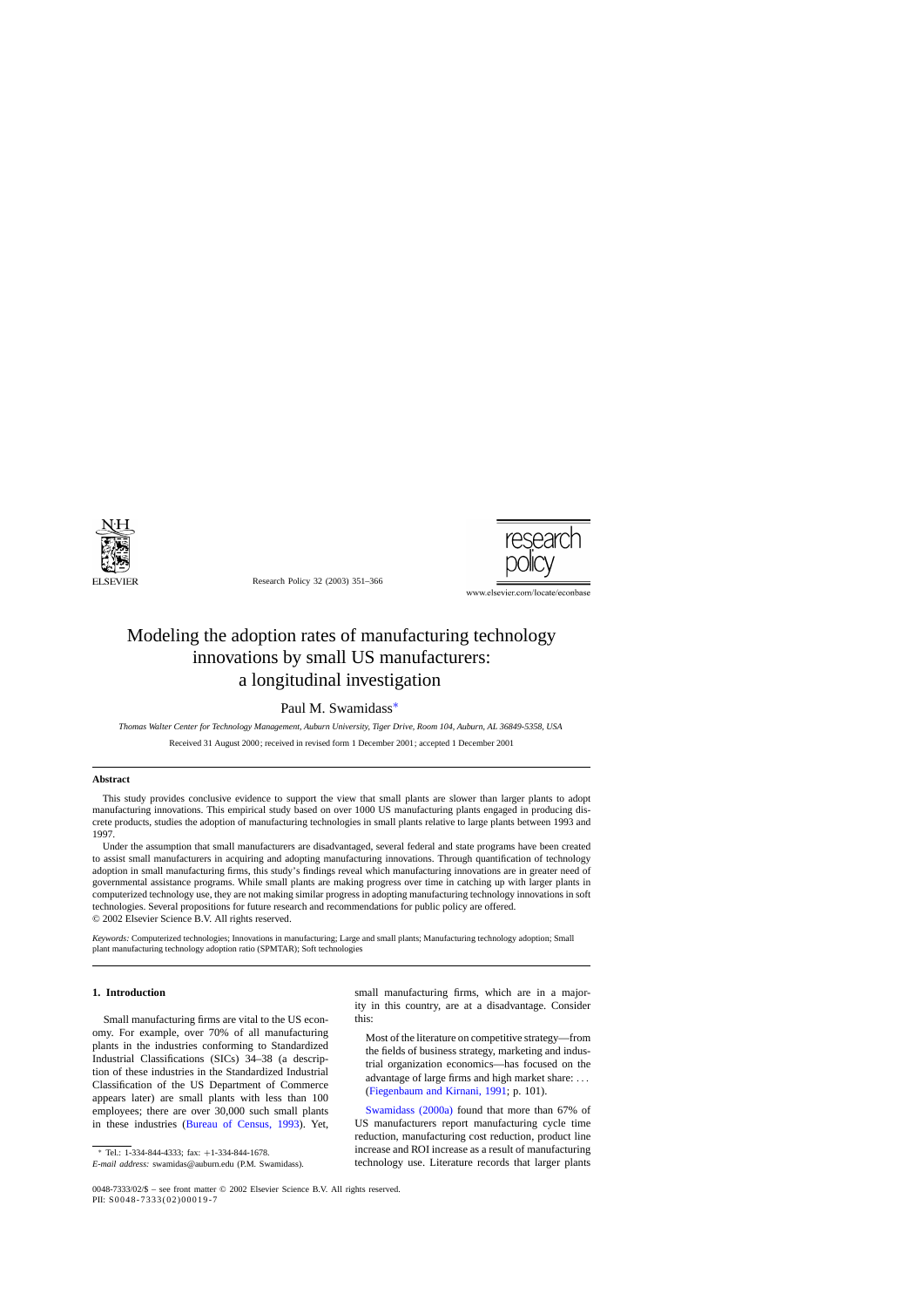# Modeling the adoption rates of manufacturing technology innovations by small US manufacturers: a longitudinal investigation

Paul M. Swamidass*

*Thomas Walter Center for Technology Management, Auburn University, Tiger Drive, Room 104, Auburn, AL 36849-5358, USA*

Received 31 August 2000; received in revised form 1 December 2001; accepted 1 December 2001

## Abstract

This study provides conclusive evidence to support the view that small plants are slower than larger plants to adopt manufacturing innovations. This empirical study based on over 1000 US manufacturing plants engaged in producing discrete products, studies the adoption of manufacturing technologies in small plants relative to large plants between 1993 and 1997.

Under the assumption that small manufacturers are disadvantaged, several federal and state programs have been created to assist small manufacturers in acquiring and adopting manufacturing innovations. Through quantification of technology adoption in small manufacturing firms, this study's findings reveal which manufacturing innovations are in greater need of governmental assistance programs. While small plants are making progress over time in catching up with larger plants in computerized technology use, they are not making similar progress in adopting manufacturing technology innovations in soft technologies. Several propositions for future research and recommendations for public policy are offered.

© 2002 Elsevier Science B.V. All rights reserved.

*Keywords:* Computerized technologies; Innovations in manufacturing; Large and small plants; Manufacturing technology adoption; Small plant manufacturing technology adoption ratio (SPMTAR); Soft technologies

## 1. Introduction

Small manufacturing firms are vital to the US economy. For example, over 70% of all manufacturing plants in the industries conforming to Standardized Industrial Classifications (SICs) 34–38 (a description of these industries in the Standardized Industrial Classification of the US Department of Commerce appears later) are small plants with less than 100 employees; there are over 30,000 such small plants in these industries (Bureau of Census, 1993). Yet, small manufacturing firms, which are in a majority in this country, are at a disadvantage. Consider this:

> Most of the literature on competitive strategy—from the fields of business strategy, marketing and industrial organization economics—has focused on the advantage of large firms and high market share: ... (Fiegenbaum and Kirnani, 1991; p. 101).

Swamidass (2000a) found that more than 67% of US manufacturers report manufacturing cycle time reduction, manufacturing cost reduction, product line increase and ROI increase as a result of manufacturing technology use. Literature records that larger plants

* Tel.: 1-334-844-4333; fax: +1-334-844-1678.
*E-mail address:* swamidas@auburn.edu (P.M. Swamidass).

0048-7333/02/$ – see front matter © 2002 Elsevier Science B.V. All rights reserved.
PII: S0048-7333(02)00019-7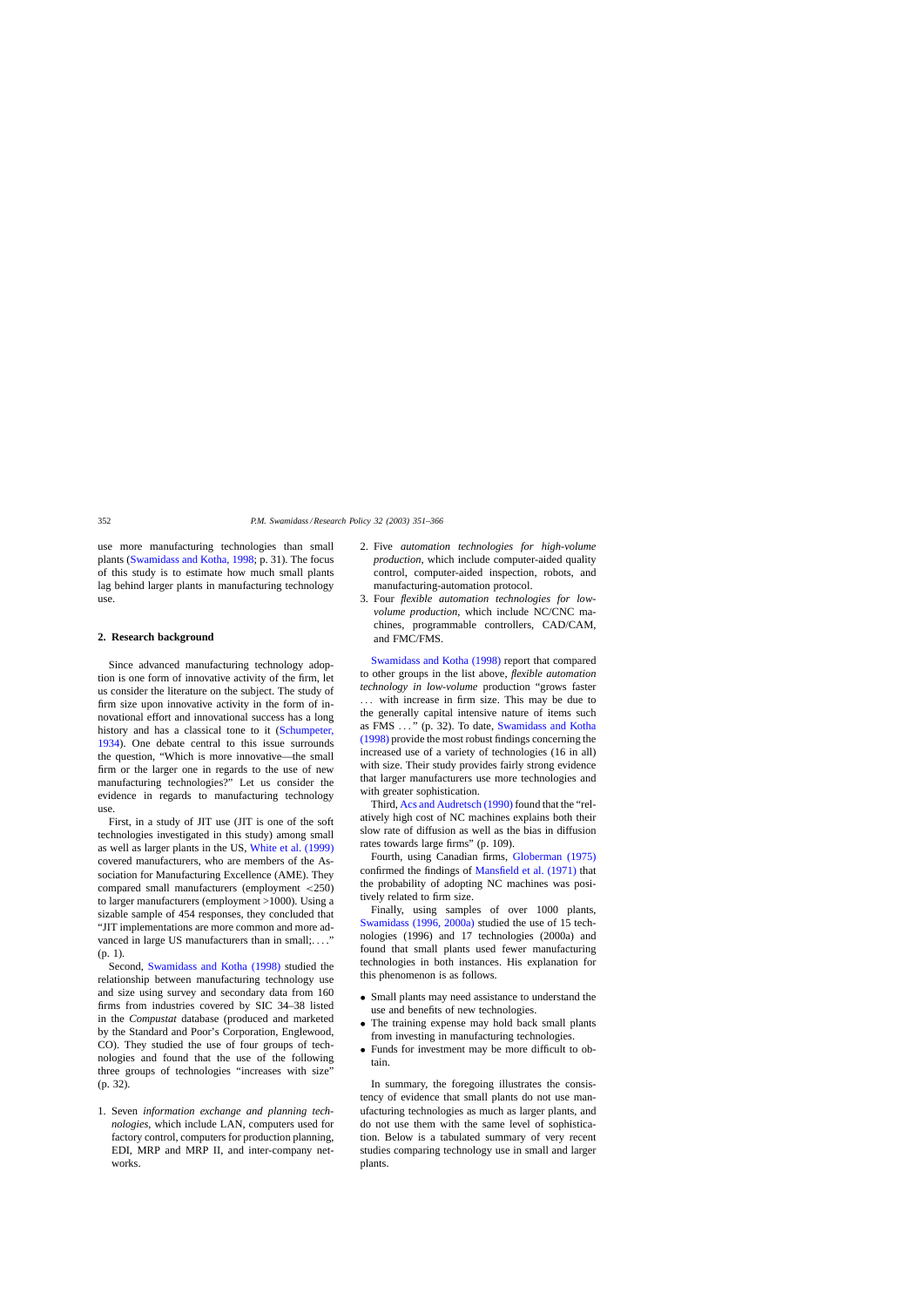use more manufacturing technologies than small plants (Swamidass and Kotha, 1998; p. 31). The focus of this study is to estimate how much small plants lag behind larger plants in manufacturing technology use.

## 2. Research background

Since advanced manufacturing technology adoption is one form of innovative activity of the firm, let us consider the literature on the subject. The study of firm size upon innovative activity in the form of innovational effort and innovational success has a long history and has a classical tone to it (Schumpeter, 1934). One debate central to this issue surrounds the question, "Which is more innovative—the small firm or the larger one in regards to the use of new manufacturing technologies?" Let us consider the evidence in regards to manufacturing technology use.

First, in a study of JIT use (JIT is one of the soft technologies investigated in this study) among small as well as larger plants in the US, White et al. (1999) covered manufacturers, who are members of the Association for Manufacturing Excellence (AME). They compared small manufacturers (employment <250) to larger manufacturers (employment >1000). Using a sizable sample of 454 responses, they concluded that "JIT implementations are more common and more advanced in large US manufacturers than in small;...." (p. 1).

Second, Swamidass and Kotha (1998) studied the relationship between manufacturing technology use and size using survey and secondary data from 160 firms from industries covered by SIC 34–38 listed in the *Compustat* database (produced and marketed by the Standard and Poor's Corporation, Englewood, CO). They studied the use of four groups of technologies and found that the use of the following three groups of technologies "increases with size" (p. 32).

1. Seven *information exchange and planning technologies*, which include LAN, computers used for factory control, computers for production planning, EDI, MRP and MRP II, and inter-company networks.
2. Five *automation technologies for high-volume production*, which include computer-aided quality control, computer-aided inspection, robots, and manufacturing-automation protocol.
3. Four *flexible automation technologies for low-volume production*, which include NC/CNC machines, programmable controllers, CAD/CAM, and FMC/FMS.

Swamidass and Kotha (1998) report that compared to other groups in the list above, *flexible automation technology in low-volume* production "grows faster ... with increase in firm size. This may be due to the generally capital intensive nature of items such as FMS ..." (p. 32). To date, Swamidass and Kotha (1998) provide the most robust findings concerning the increased use of a variety of technologies (16 in all) with size. Their study provides fairly strong evidence that larger manufacturers use more technologies and with greater sophistication.

Third, Acs and Audretsch (1990) found that the "relatively high cost of NC machines explains both their slow rate of diffusion as well as the bias in diffusion rates towards large firms" (p. 109).

Fourth, using Canadian firms, Globerman (1975) confirmed the findings of Mansfield et al. (1971) that the probability of adopting NC machines was positively related to firm size.

Finally, using samples of over 1000 plants, Swamidass (1996, 2000a) studied the use of 15 technologies (1996) and 17 technologies (2000a) and found that small plants used fewer manufacturing technologies in both instances. His explanation for this phenomenon is as follows.

- Small plants may need assistance to understand the use and benefits of new technologies.
- The training expense may hold back small plants from investing in manufacturing technologies.
- Funds for investment may be more difficult to obtain.

In summary, the foregoing illustrates the consistency of evidence that small plants do not use manufacturing technologies as much as larger plants, and do not use them with the same level of sophistication. Below is a tabulated summary of very recent studies comparing technology use in small and larger plants.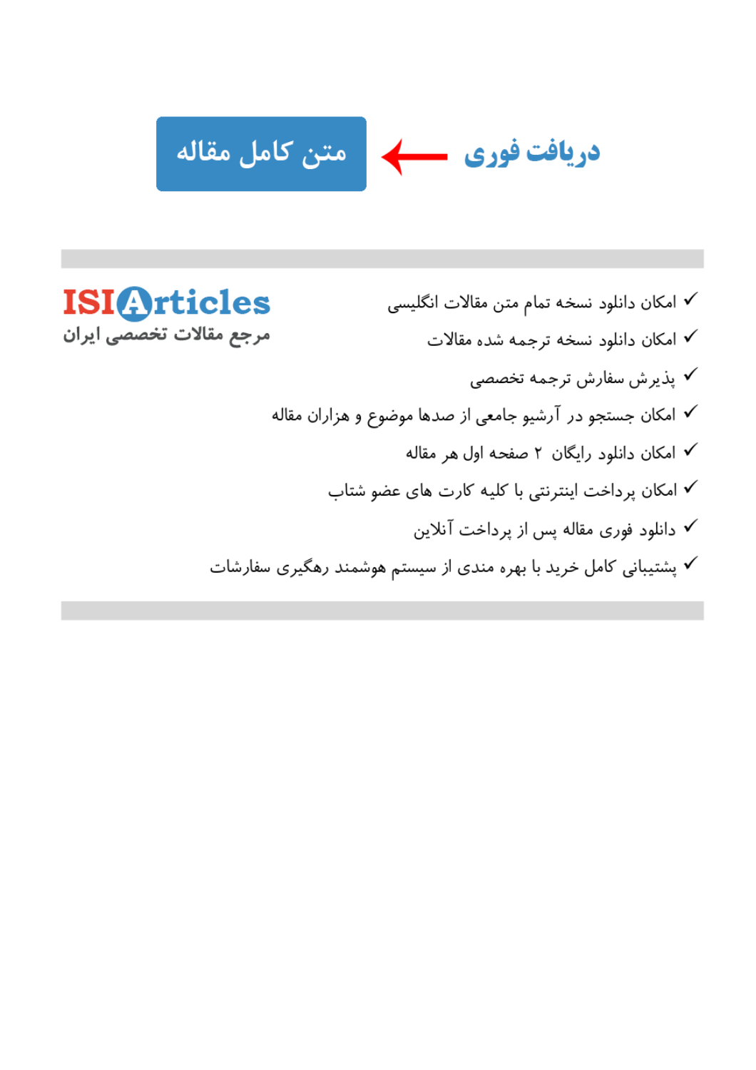دریافت فوری ← **متن کامل مقاله**

**ISIArticles**
مرجع مقالات تخصصی ایران

- ✓ امکان دانلود نسخه تمام متن مقالات انگلیسی
- ✓ امکان دانلود نسخه ترجمه شده مقالات
- ✓ پذیرش سفارش ترجمه تخصصی
- ✓ امکان جستجو در آرشیو جامعی از صدها موضوع و هزاران مقاله
- ✓ امکان دانلود رایگان ۲ صفحه اول هر مقاله
- ✓ امکان پرداخت اینترنتی با کلیه کارت های عضو شتاب
- ✓ دانلود فوری مقاله پس از پرداخت آنلاین
- ✓ پشتیبانی کامل خرید با بهره مندی از سیستم هوشمند رهگیری سفارشات